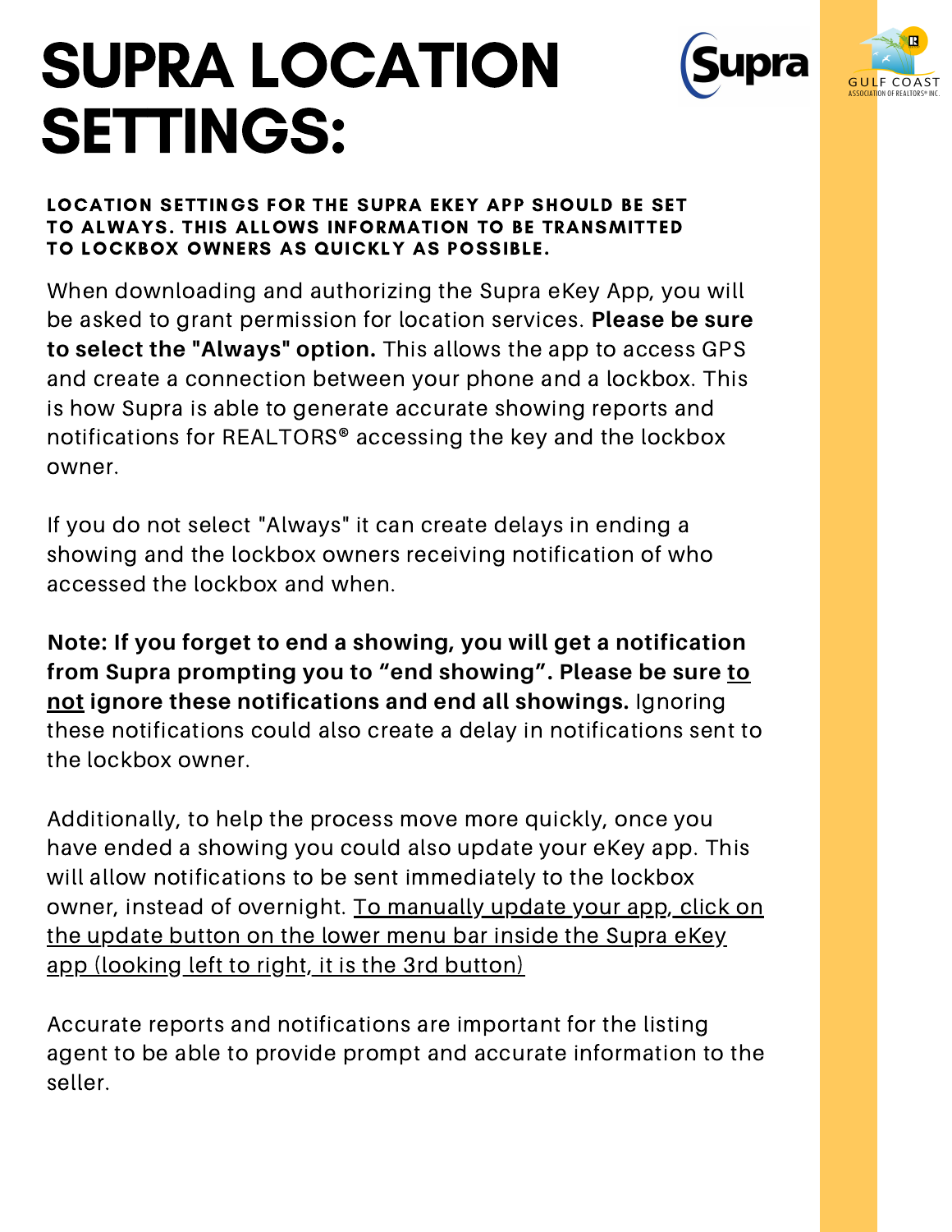# SUPRA LOCATION SETTINGS:

**LOCATION SETTINGS FOR THE SUPRA EKEY APP SHOULD BE SET TO ALWAYS. THIS ALLOWS INFORMATION TO BE TRANSMITTED TO LOCKBOX OWNERS AS QUICKLY AS POSSIBLE.**

When downloading and authorizing the Supra eKey App, you will be asked to grant permission for location services. **Please be sure to select the "Always" option.** This allows the app to access GPS and create a connection between your phone and a lockbox. This is how Supra is able to generate accurate showing reports and notifications for REALTORS® accessing the key and the lockbox owner.

If you do not select "Always" it can create delays in ending a showing and the lockbox owners receiving notification of who accessed the lockbox and when.

**Note: If you forget to end a showing, you will get a notification from Supra prompting you to "end showing". Please be sure to not ignore these notifications and end all showings.** Ignoring these notifications could also create a delay in notifications sent to the lockbox owner.

Additionally, to help the process move more quickly, once you have ended a showing you could also update your eKey app. This will allow notifications to be sent immediately to the lockbox owner, instead of overnight. To manually update your app, click on the update button on the lower menu bar inside the Supra eKey app (looking left to right, it is the 3rd button)

Accurate reports and notifications are important for the listing agent to be able to provide prompt and accurate information to the seller.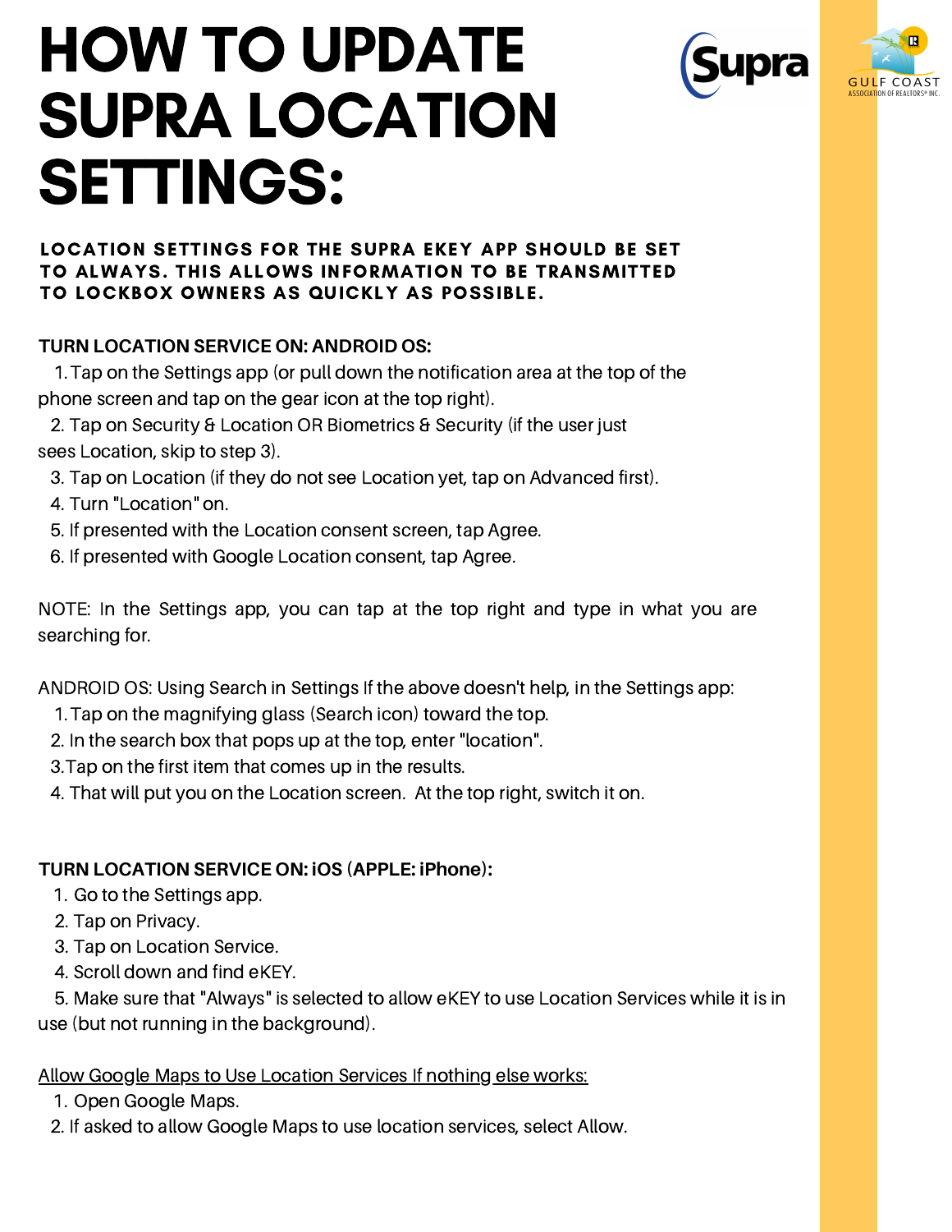# HOW TO UPDATE SUPRA LOCATION SETTINGS:

**LOCATION SETTINGS FOR THE SUPRA EKEY APP SHOULD BE SET TO ALWAYS. THIS ALLOWS INFORMATION TO BE TRANSMITTED TO LOCKBOX OWNERS AS QUICKLY AS POSSIBLE.**

**TURN LOCATION SERVICE ON: ANDROID OS:**

1. Tap on the Settings app (or pull down the notification area at the top of the phone screen and tap on the gear icon at the top right).
2. Tap on Security & Location OR Biometrics & Security (if the user just sees Location, skip to step 3).
3. Tap on Location (if they do not see Location yet, tap on Advanced first).
4. Turn "Location" on.
5. If presented with the Location consent screen, tap Agree.
6. If presented with Google Location consent, tap Agree.

NOTE: In the Settings app, you can tap at the top right and type in what you are searching for.

ANDROID OS: Using Search in Settings If the above doesn't help, in the Settings app:

1. Tap on the magnifying glass (Search icon) toward the top.
2. In the search box that pops up at the top, enter "location".
3. Tap on the first item that comes up in the results.
4. That will put you on the Location screen. At the top right, switch it on.

**TURN LOCATION SERVICE ON: iOS (APPLE: iPhone):**

1. Go to the Settings app.
2. Tap on Privacy.
3. Tap on Location Service.
4. Scroll down and find eKEY.
5. Make sure that "Always" is selected to allow eKEY to use Location Services while it is in use (but not running in the background).

<u>Allow Google Maps to Use Location Services If nothing else works:</u>

1. Open Google Maps.
2. If asked to allow Google Maps to use location services, select Allow.